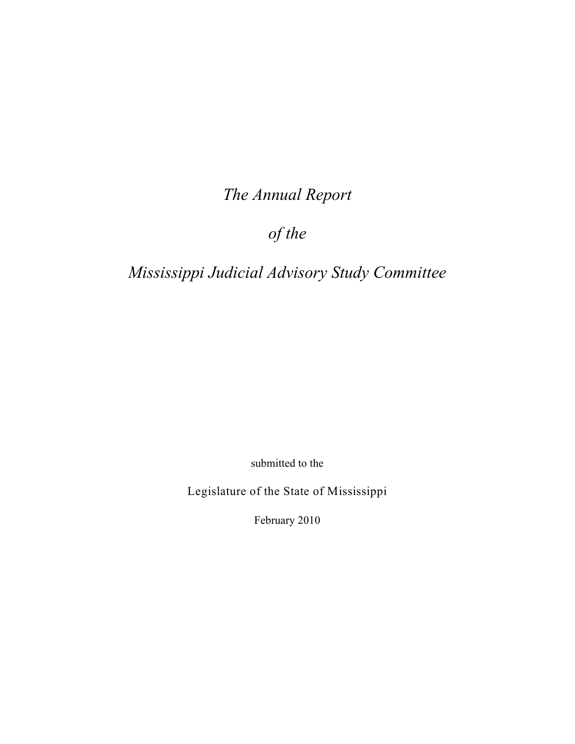# *The Annual Report*

# *of the*

# *Mississippi Judicial Advisory Study Committee*

submitted to the

Legislature of the State of Mississippi

February 2010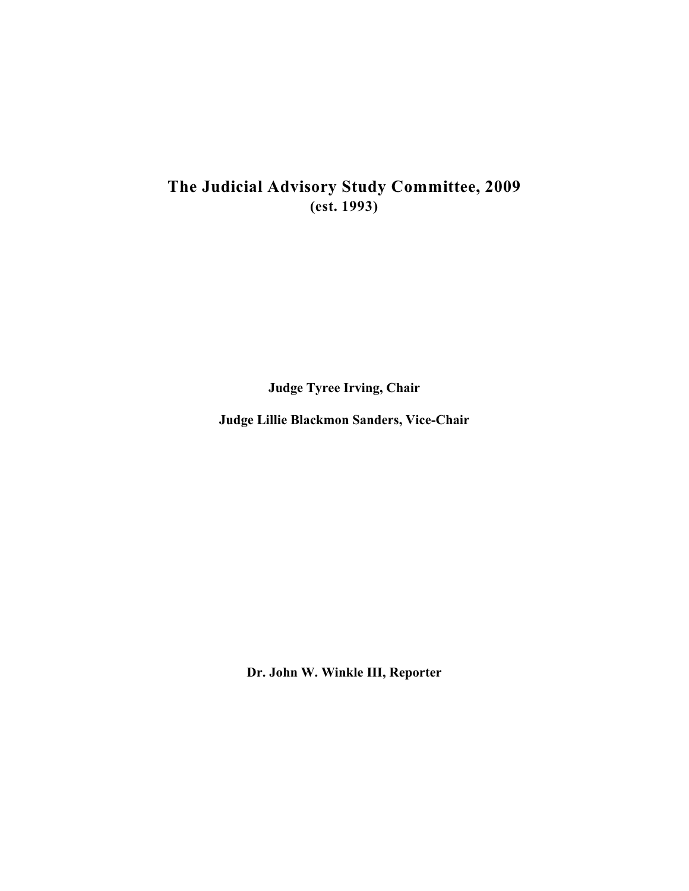# The Judicial Advisory Study Committee, 2009

**(est. 1993)**

**Judge Tyree Irving, Chair**

**Judge Lillie Blackmon Sanders, Vice-Chair**

**Dr. John W. Winkle III, Reporter**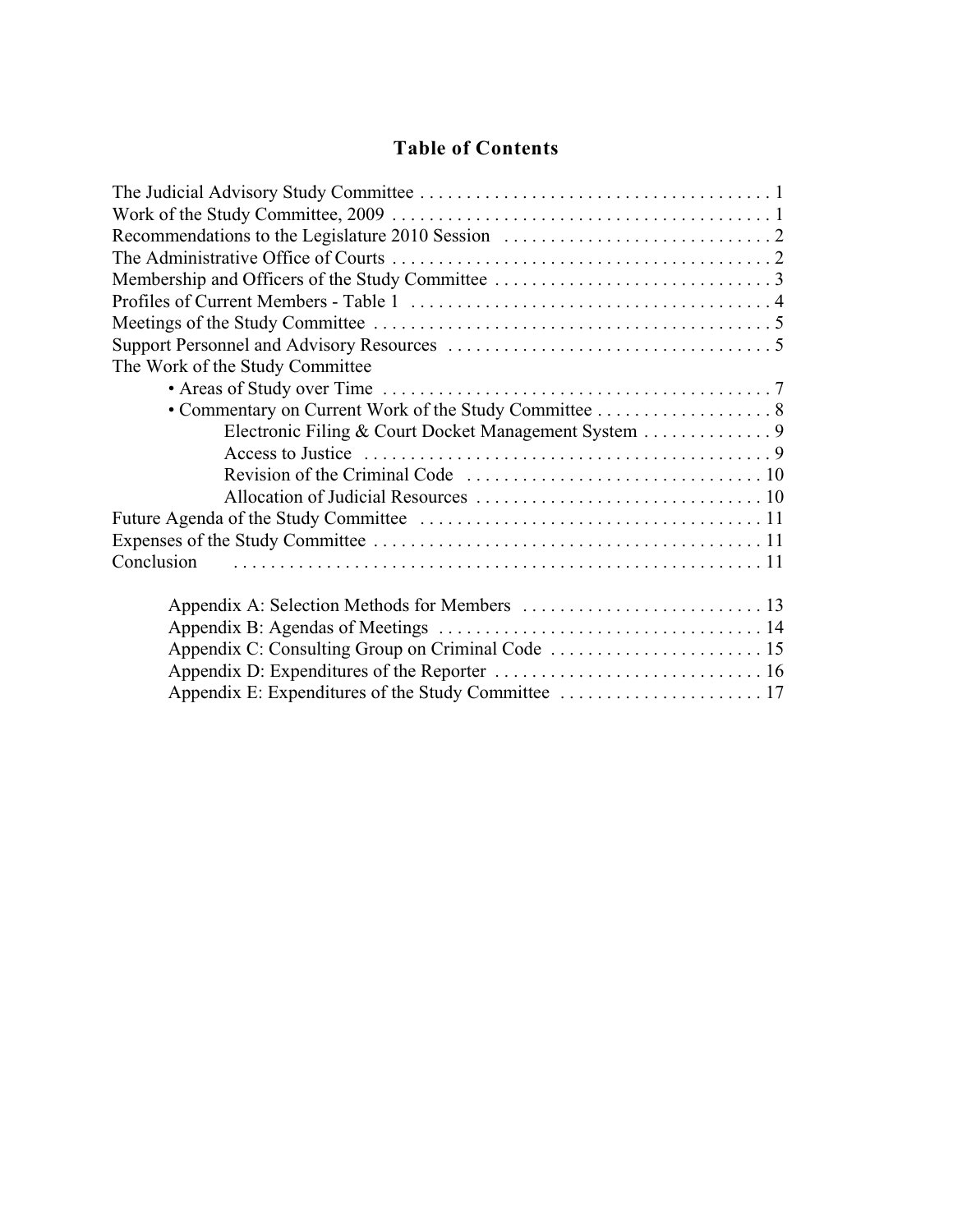## Table of Contents

The Judicial Advisory Study Committee . . . . . . . . . . . . . . . . . . . . . . . . . . . . . . . . . . . . . . 1
Work of the Study Committee, 2009 . . . . . . . . . . . . . . . . . . . . . . . . . . . . . . . . . . . . . . . . . 1
Recommendations to the Legislature 2010 Session . . . . . . . . . . . . . . . . . . . . . . . . . . . . . 2
The Administrative Office of Courts . . . . . . . . . . . . . . . . . . . . . . . . . . . . . . . . . . . . . . . . . 2
Membership and Officers of the Study Committee . . . . . . . . . . . . . . . . . . . . . . . . . . . . . . 3
Profiles of Current Members - Table 1 . . . . . . . . . . . . . . . . . . . . . . . . . . . . . . . . . . . . . . . 4
Meetings of the Study Committee . . . . . . . . . . . . . . . . . . . . . . . . . . . . . . . . . . . . . . . . . . . 5
Support Personnel and Advisory Resources . . . . . . . . . . . . . . . . . . . . . . . . . . . . . . . . . . . 5
The Work of the Study Committee
- Areas of Study over Time . . . . . . . . . . . . . . . . . . . . . . . . . . . . . . . . . . . . . . . . . . 7
- Commentary on Current Work of the Study Committee . . . . . . . . . . . . . . . . . . . 8
  - Electronic Filing & Court Docket Management System . . . . . . . . . . . . . . 9
  - Access to Justice . . . . . . . . . . . . . . . . . . . . . . . . . . . . . . . . . . . . . . . . . . . 9
  - Revision of the Criminal Code . . . . . . . . . . . . . . . . . . . . . . . . . . . . . . . . 10
  - Allocation of Judicial Resources . . . . . . . . . . . . . . . . . . . . . . . . . . . . . . . 10

Future Agenda of the Study Committee . . . . . . . . . . . . . . . . . . . . . . . . . . . . . . . . . . . . . 11
Expenses of the Study Committee . . . . . . . . . . . . . . . . . . . . . . . . . . . . . . . . . . . . . . . . . . 11
Conclusion . . . . . . . . . . . . . . . . . . . . . . . . . . . . . . . . . . . . . . . . . . . . . . . . . . . . . . . . . 11

Appendix A: Selection Methods for Members . . . . . . . . . . . . . . . . . . . . . . . . . . 13
Appendix B: Agendas of Meetings . . . . . . . . . . . . . . . . . . . . . . . . . . . . . . . . . . . 14
Appendix C: Consulting Group on Criminal Code . . . . . . . . . . . . . . . . . . . . . . . 15
Appendix D: Expenditures of the Reporter . . . . . . . . . . . . . . . . . . . . . . . . . . . . . 16
Appendix E: Expenditures of the Study Committee . . . . . . . . . . . . . . . . . . . . . . 17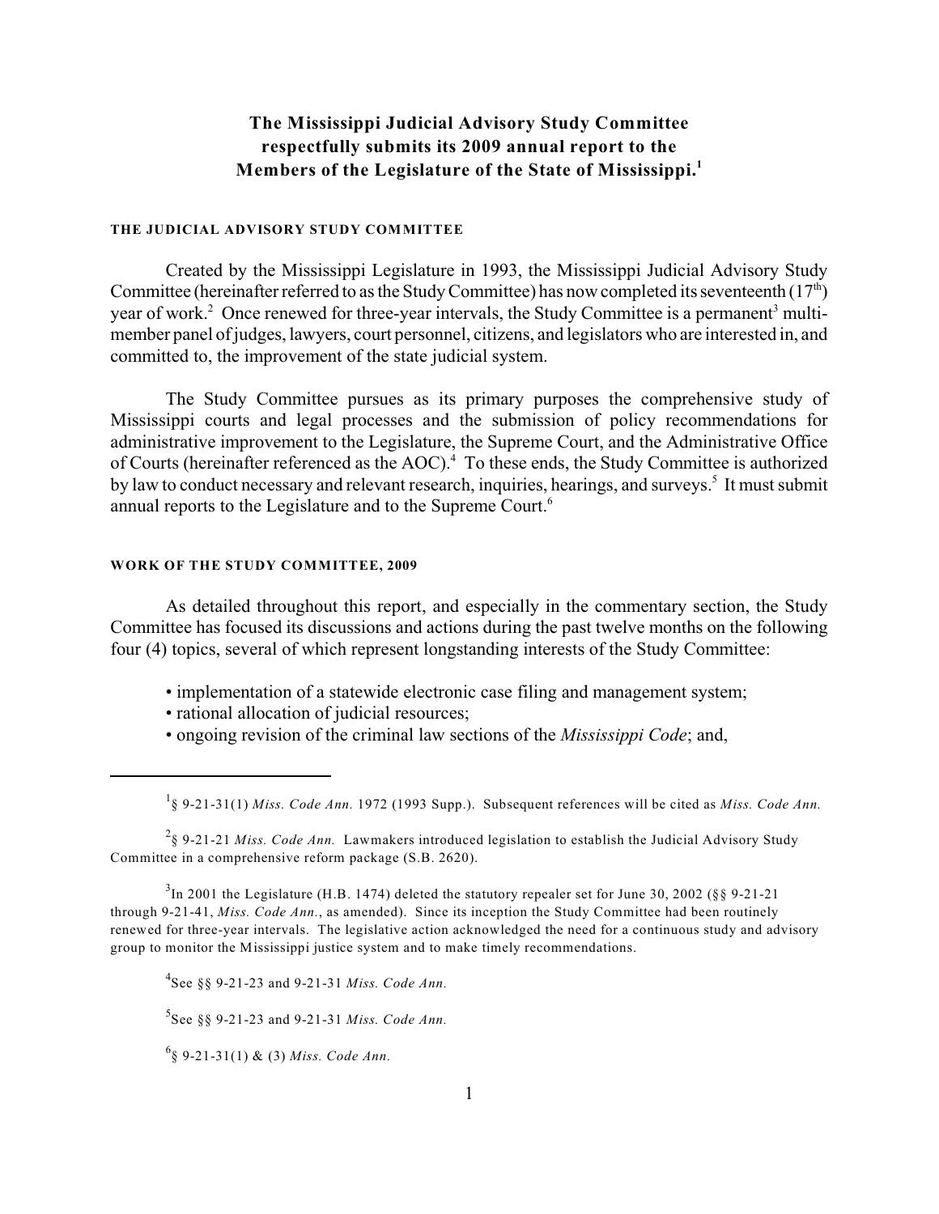# The Mississippi Judicial Advisory Study Committee respectfully submits its 2009 annual report to the Members of the Legislature of the State of Mississippi.[1]

## THE JUDICIAL ADVISORY STUDY COMMITTEE

Created by the Mississippi Legislature in 1993, the Mississippi Judicial Advisory Study Committee (hereinafter referred to as the Study Committee) has now completed its seventeenth (17th) year of work.[2] Once renewed for three-year intervals, the Study Committee is a permanent[3] multi-member panel of judges, lawyers, court personnel, citizens, and legislators who are interested in, and committed to, the improvement of the state judicial system.

The Study Committee pursues as its primary purposes the comprehensive study of Mississippi courts and legal processes and the submission of policy recommendations for administrative improvement to the Legislature, the Supreme Court, and the Administrative Office of Courts (hereinafter referenced as the AOC).[4] To these ends, the Study Committee is authorized by law to conduct necessary and relevant research, inquiries, hearings, and surveys.[5] It must submit annual reports to the Legislature and to the Supreme Court.[6]

## WORK OF THE STUDY COMMITTEE, 2009

As detailed throughout this report, and especially in the commentary section, the Study Committee has focused its discussions and actions during the past twelve months on the following four (4) topics, several of which represent longstanding interests of the Study Committee:

- implementation of a statewide electronic case filing and management system;
- rational allocation of judicial resources;
- ongoing revision of the criminal law sections of the *Mississippi Code*; and,

---

[1] § 9-21-31(1) *Miss. Code Ann.* 1972 (1993 Supp.). Subsequent references will be cited as *Miss. Code Ann.*

[2] § 9-21-21 *Miss. Code Ann.* Lawmakers introduced legislation to establish the Judicial Advisory Study Committee in a comprehensive reform package (S.B. 2620).

[3] In 2001 the Legislature (H.B. 1474) deleted the statutory repealer set for June 30, 2002 (§§ 9-21-21 through 9-21-41, *Miss. Code Ann.*, as amended). Since its inception the Study Committee had been routinely renewed for three-year intervals. The legislative action acknowledged the need for a continuous study and advisory group to monitor the Mississippi justice system and to make timely recommendations.

[4] See §§ 9-21-23 and 9-21-31 *Miss. Code Ann.*

[5] See §§ 9-21-23 and 9-21-31 *Miss. Code Ann.*

[6] § 9-21-31(1) & (3) *Miss. Code Ann.*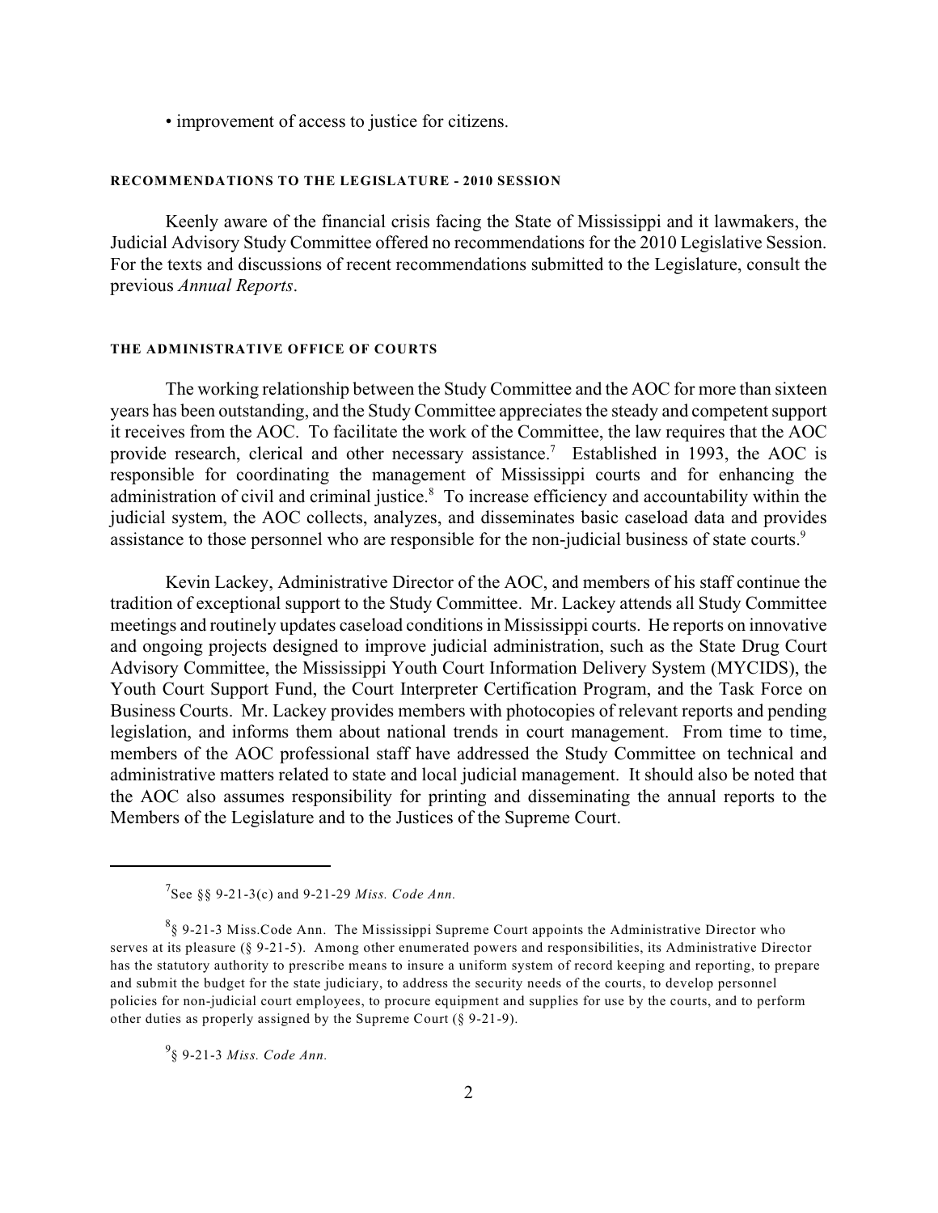• improvement of access to justice for citizens.

## RECOMMENDATIONS TO THE LEGISLATURE - 2010 SESSION

Keenly aware of the financial crisis facing the State of Mississippi and it lawmakers, the Judicial Advisory Study Committee offered no recommendations for the 2010 Legislative Session. For the texts and discussions of recent recommendations submitted to the Legislature, consult the previous *Annual Reports*.

## THE ADMINISTRATIVE OFFICE OF COURTS

The working relationship between the Study Committee and the AOC for more than sixteen years has been outstanding, and the Study Committee appreciates the steady and competent support it receives from the AOC. To facilitate the work of the Committee, the law requires that the AOC provide research, clerical and other necessary assistance.[7] Established in 1993, the AOC is responsible for coordinating the management of Mississippi courts and for enhancing the administration of civil and criminal justice.[8] To increase efficiency and accountability within the judicial system, the AOC collects, analyzes, and disseminates basic caseload data and provides assistance to those personnel who are responsible for the non-judicial business of state courts.[9]

Kevin Lackey, Administrative Director of the AOC, and members of his staff continue the tradition of exceptional support to the Study Committee. Mr. Lackey attends all Study Committee meetings and routinely updates caseload conditions in Mississippi courts. He reports on innovative and ongoing projects designed to improve judicial administration, such as the State Drug Court Advisory Committee, the Mississippi Youth Court Information Delivery System (MYCIDS), the Youth Court Support Fund, the Court Interpreter Certification Program, and the Task Force on Business Courts. Mr. Lackey provides members with photocopies of relevant reports and pending legislation, and informs them about national trends in court management. From time to time, members of the AOC professional staff have addressed the Study Committee on technical and administrative matters related to state and local judicial management. It should also be noted that the AOC also assumes responsibility for printing and disseminating the annual reports to the Members of the Legislature and to the Justices of the Supreme Court.

---

[7] See §§ 9-21-3(c) and 9-21-29 *Miss. Code Ann.*

[8] § 9-21-3 Miss.Code Ann. The Mississippi Supreme Court appoints the Administrative Director who serves at its pleasure (§ 9-21-5). Among other enumerated powers and responsibilities, its Administrative Director has the statutory authority to prescribe means to insure a uniform system of record keeping and reporting, to prepare and submit the budget for the state judiciary, to address the security needs of the courts, to develop personnel policies for non-judicial court employees, to procure equipment and supplies for use by the courts, and to perform other duties as properly assigned by the Supreme Court (§ 9-21-9).

[9] § 9-21-3 *Miss. Code Ann.*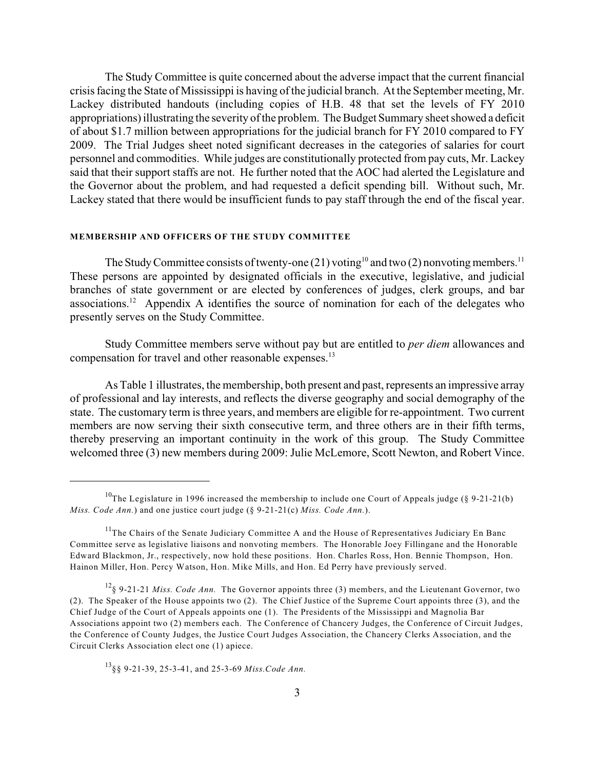The Study Committee is quite concerned about the adverse impact that the current financial crisis facing the State of Mississippi is having of the judicial branch. At the September meeting, Mr. Lackey distributed handouts (including copies of H.B. 48 that set the levels of FY 2010 appropriations) illustrating the severity of the problem. The Budget Summary sheet showed a deficit of about $1.7 million between appropriations for the judicial branch for FY 2010 compared to FY 2009. The Trial Judges sheet noted significant decreases in the categories of salaries for court personnel and commodities. While judges are constitutionally protected from pay cuts, Mr. Lackey said that their support staffs are not. He further noted that the AOC had alerted the Legislature and the Governor about the problem, and had requested a deficit spending bill. Without such, Mr. Lackey stated that there would be insufficient funds to pay staff through the end of the fiscal year.

## MEMBERSHIP AND OFFICERS OF THE STUDY COMMITTEE

The Study Committee consists of twenty-one (21) voting[10] and two (2) nonvoting members.[11] These persons are appointed by designated officials in the executive, legislative, and judicial branches of state government or are elected by conferences of judges, clerk groups, and bar associations.[12] Appendix A identifies the source of nomination for each of the delegates who presently serves on the Study Committee.

Study Committee members serve without pay but are entitled to *per diem* allowances and compensation for travel and other reasonable expenses.[13]

As Table 1 illustrates, the membership, both present and past, represents an impressive array of professional and lay interests, and reflects the diverse geography and social demography of the state. The customary term is three years, and members are eligible for re-appointment. Two current members are now serving their sixth consecutive term, and three others are in their fifth terms, thereby preserving an important continuity in the work of this group. The Study Committee welcomed three (3) new members during 2009: Julie McLemore, Scott Newton, and Robert Vince.

---

[10] The Legislature in 1996 increased the membership to include one Court of Appeals judge (§ 9-21-21(b) *Miss. Code Ann.*) and one justice court judge (§ 9-21-21(c) *Miss. Code Ann.*).

[11] The Chairs of the Senate Judiciary Committee A and the House of Representatives Judiciary En Banc Committee serve as legislative liaisons and nonvoting members. The Honorable Joey Fillingane and the Honorable Edward Blackmon, Jr., respectively, now hold these positions. Hon. Charles Ross, Hon. Bennie Thompson, Hon. Hainon Miller, Hon. Percy Watson, Hon. Mike Mills, and Hon. Ed Perry have previously served.

[12] § 9-21-21 *Miss. Code Ann.* The Governor appoints three (3) members, and the Lieutenant Governor, two (2). The Speaker of the House appoints two (2). The Chief Justice of the Supreme Court appoints three (3), and the Chief Judge of the Court of Appeals appoints one (1). The Presidents of the Mississippi and Magnolia Bar Associations appoint two (2) members each. The Conference of Chancery Judges, the Conference of Circuit Judges, the Conference of County Judges, the Justice Court Judges Association, the Chancery Clerks Association, and the Circuit Clerks Association elect one (1) apiece.

[13] §§ 9-21-39, 25-3-41, and 25-3-69 *Miss.Code Ann.*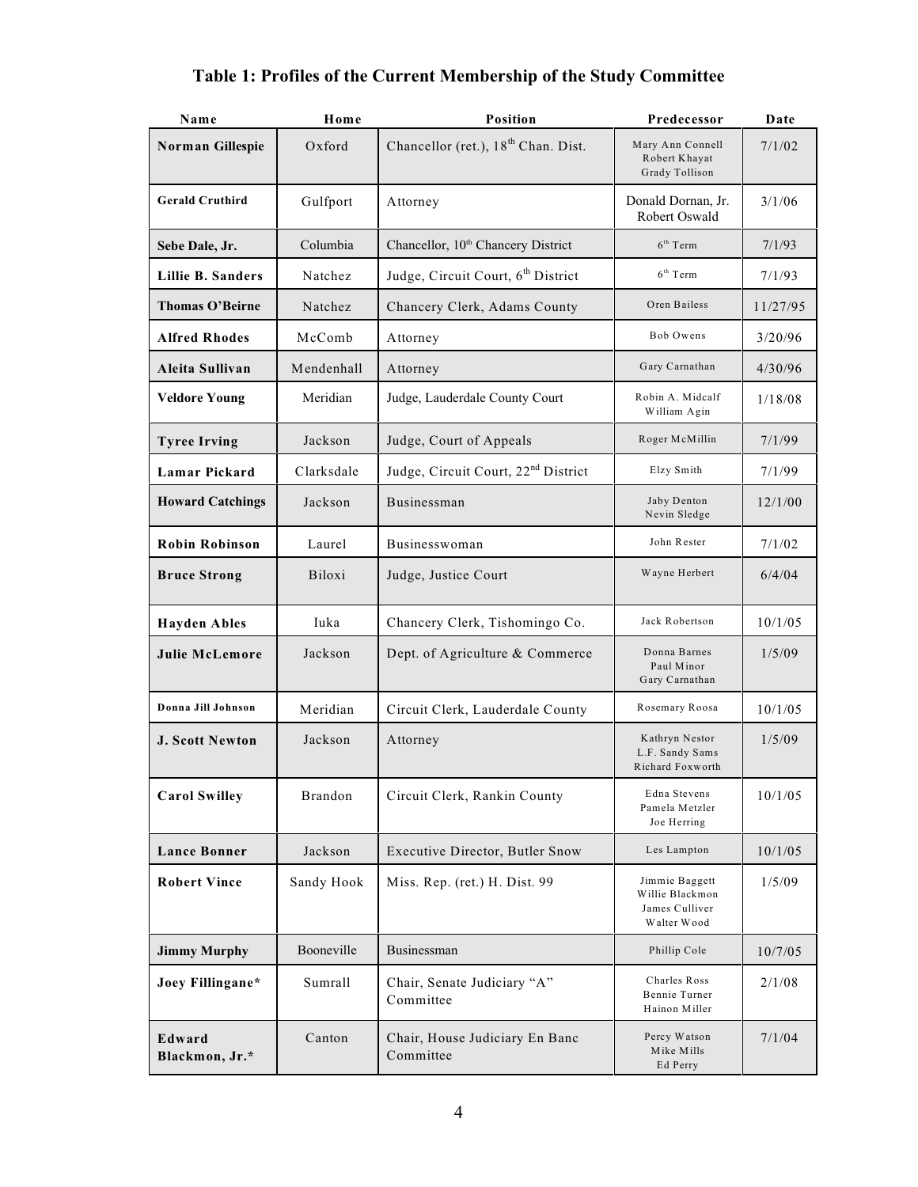## Table 1: Profiles of the Current Membership of the Study Committee

| Name | Home | Position | Predecessor | Date |
|---|---|---|---|---|
| **Norman Gillespie** | Oxford | Chancellor (ret.), 18th Chan. Dist. | Mary Ann Connell<br>Robert Khayat<br>Grady Tollison | 7/1/02 |
| **Gerald Cruthird** | Gulfport | Attorney | Donald Dornan, Jr.<br>Robert Oswald | 3/1/06 |
| **Sebe Dale, Jr.** | Columbia | Chancellor, 10th Chancery District | 6th Term | 7/1/93 |
| **Lillie B. Sanders** | Natchez | Judge, Circuit Court, 6th District | 6th Term | 7/1/93 |
| **Thomas O'Beirne** | Natchez | Chancery Clerk, Adams County | Oren Bailess | 11/27/95 |
| **Alfred Rhodes** | McComb | Attorney | Bob Owens | 3/20/96 |
| **Aleita Sullivan** | Mendenhall | Attorney | Gary Carnathan | 4/30/96 |
| **Veldore Young** | Meridian | Judge, Lauderdale County Court | Robin A. Midcalf<br>William Agin | 1/18/08 |
| **Tyree Irving** | Jackson | Judge, Court of Appeals | Roger McMillin | 7/1/99 |
| **Lamar Pickard** | Clarksdale | Judge, Circuit Court, 22nd District | Elzy Smith | 7/1/99 |
| **Howard Catchings** | Jackson | Businessman | Jaby Denton<br>Nevin Sledge | 12/1/00 |
| **Robin Robinson** | Laurel | Businesswoman | John Rester | 7/1/02 |
| **Bruce Strong** | Biloxi | Judge, Justice Court | Wayne Herbert | 6/4/04 |
| **Hayden Ables** | Iuka | Chancery Clerk, Tishomingo Co. | Jack Robertson | 10/1/05 |
| **Julie McLemore** | Jackson | Dept. of Agriculture & Commerce | Donna Barnes<br>Paul Minor<br>Gary Carnathan | 1/5/09 |
| **Donna Jill Johnson** | Meridian | Circuit Clerk, Lauderdale County | Rosemary Roosa | 10/1/05 |
| **J. Scott Newton** | Jackson | Attorney | Kathryn Nestor<br>L.F. Sandy Sams<br>Richard Foxworth | 1/5/09 |
| **Carol Swilley** | Brandon | Circuit Clerk, Rankin County | Edna Stevens<br>Pamela Metzler<br>Joe Herring | 10/1/05 |
| **Lance Bonner** | Jackson | Executive Director, Butler Snow | Les Lampton | 10/1/05 |
| **Robert Vince** | Sandy Hook | Miss. Rep. (ret.) H. Dist. 99 | Jimmie Baggett<br>Willie Blackmon<br>James Culliver<br>Walter Wood | 1/5/09 |
| **Jimmy Murphy** | Booneville | Businessman | Phillip Cole | 10/7/05 |
| **Joey Fillingane*** | Sumrall | Chair, Senate Judiciary "A" Committee | Charles Ross<br>Bennie Turner<br>Hainon Miller | 2/1/08 |
| **Edward Blackmon, Jr.*** | Canton | Chair, House Judiciary En Banc Committee | Percy Watson<br>Mike Mills<br>Ed Perry | 7/1/04 |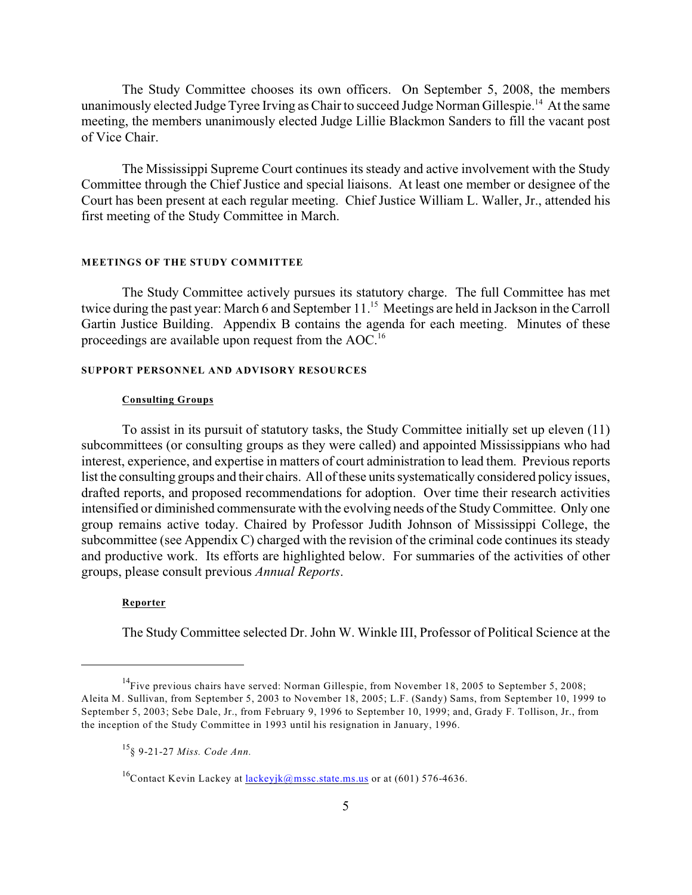The Study Committee chooses its own officers. On September 5, 2008, the members unanimously elected Judge Tyree Irving as Chair to succeed Judge Norman Gillespie.[14] At the same meeting, the members unanimously elected Judge Lillie Blackmon Sanders to fill the vacant post of Vice Chair.

The Mississippi Supreme Court continues its steady and active involvement with the Study Committee through the Chief Justice and special liaisons. At least one member or designee of the Court has been present at each regular meeting. Chief Justice William L. Waller, Jr., attended his first meeting of the Study Committee in March.

## MEETINGS OF THE STUDY COMMITTEE

The Study Committee actively pursues its statutory charge. The full Committee has met twice during the past year: March 6 and September 11.[15] Meetings are held in Jackson in the Carroll Gartin Justice Building. Appendix B contains the agenda for each meeting. Minutes of these proceedings are available upon request from the AOC.[16]

## SUPPORT PERSONNEL AND ADVISORY RESOURCES

### Consulting Groups

To assist in its pursuit of statutory tasks, the Study Committee initially set up eleven (11) subcommittees (or consulting groups as they were called) and appointed Mississippians who had interest, experience, and expertise in matters of court administration to lead them. Previous reports list the consulting groups and their chairs. All of these units systematically considered policy issues, drafted reports, and proposed recommendations for adoption. Over time their research activities intensified or diminished commensurate with the evolving needs of the Study Committee. Only one group remains active today. Chaired by Professor Judith Johnson of Mississippi College, the subcommittee (see Appendix C) charged with the revision of the criminal code continues its steady and productive work. Its efforts are highlighted below. For summaries of the activities of other groups, please consult previous *Annual Reports*.

### Reporter

The Study Committee selected Dr. John W. Winkle III, Professor of Political Science at the

---

[14] Five previous chairs have served: Norman Gillespie, from November 18, 2005 to September 5, 2008; Aleita M. Sullivan, from September 5, 2003 to November 18, 2005; L.F. (Sandy) Sams, from September 10, 1999 to September 5, 2003; Sebe Dale, Jr., from February 9, 1996 to September 10, 1999; and, Grady F. Tollison, Jr., from the inception of the Study Committee in 1993 until his resignation in January, 1996.

[15] § 9-21-27 *Miss. Code Ann.*

[16] Contact Kevin Lackey at lackeyjk@mssc.state.ms.us or at (601) 576-4636.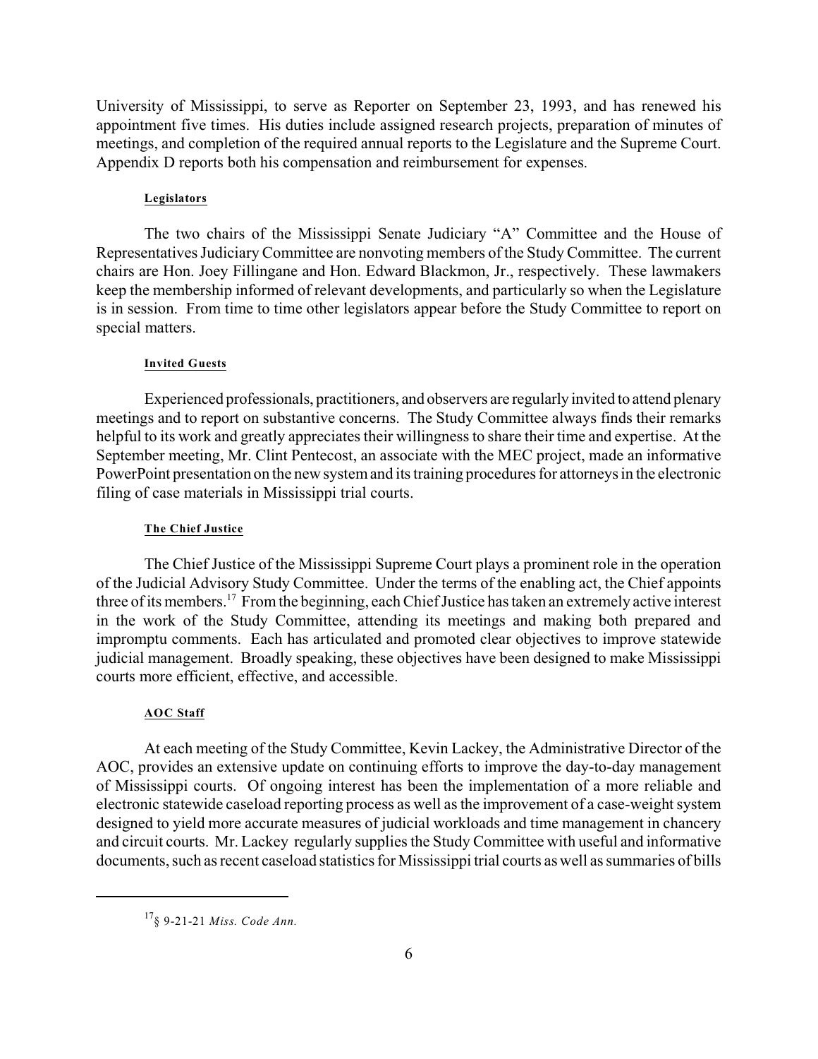University of Mississippi, to serve as Reporter on September 23, 1993, and has renewed his appointment five times. His duties include assigned research projects, preparation of minutes of meetings, and completion of the required annual reports to the Legislature and the Supreme Court. Appendix D reports both his compensation and reimbursement for expenses.

#### Legislators

The two chairs of the Mississippi Senate Judiciary "A" Committee and the House of Representatives Judiciary Committee are nonvoting members of the Study Committee. The current chairs are Hon. Joey Fillingane and Hon. Edward Blackmon, Jr., respectively. These lawmakers keep the membership informed of relevant developments, and particularly so when the Legislature is in session. From time to time other legislators appear before the Study Committee to report on special matters.

#### Invited Guests

Experienced professionals, practitioners, and observers are regularly invited to attend plenary meetings and to report on substantive concerns. The Study Committee always finds their remarks helpful to its work and greatly appreciates their willingness to share their time and expertise. At the September meeting, Mr. Clint Pentecost, an associate with the MEC project, made an informative PowerPoint presentation on the new system and its training procedures for attorneys in the electronic filing of case materials in Mississippi trial courts.

#### The Chief Justice

The Chief Justice of the Mississippi Supreme Court plays a prominent role in the operation of the Judicial Advisory Study Committee. Under the terms of the enabling act, the Chief appoints three of its members.[17] From the beginning, each Chief Justice has taken an extremely active interest in the work of the Study Committee, attending its meetings and making both prepared and impromptu comments. Each has articulated and promoted clear objectives to improve statewide judicial management. Broadly speaking, these objectives have been designed to make Mississippi courts more efficient, effective, and accessible.

#### AOC Staff

At each meeting of the Study Committee, Kevin Lackey, the Administrative Director of the AOC, provides an extensive update on continuing efforts to improve the day-to-day management of Mississippi courts. Of ongoing interest has been the implementation of a more reliable and electronic statewide caseload reporting process as well as the improvement of a case-weight system designed to yield more accurate measures of judicial workloads and time management in chancery and circuit courts. Mr. Lackey regularly supplies the Study Committee with useful and informative documents, such as recent caseload statistics for Mississippi trial courts as well as summaries of bills

---

[17] § 9-21-21 *Miss. Code Ann.*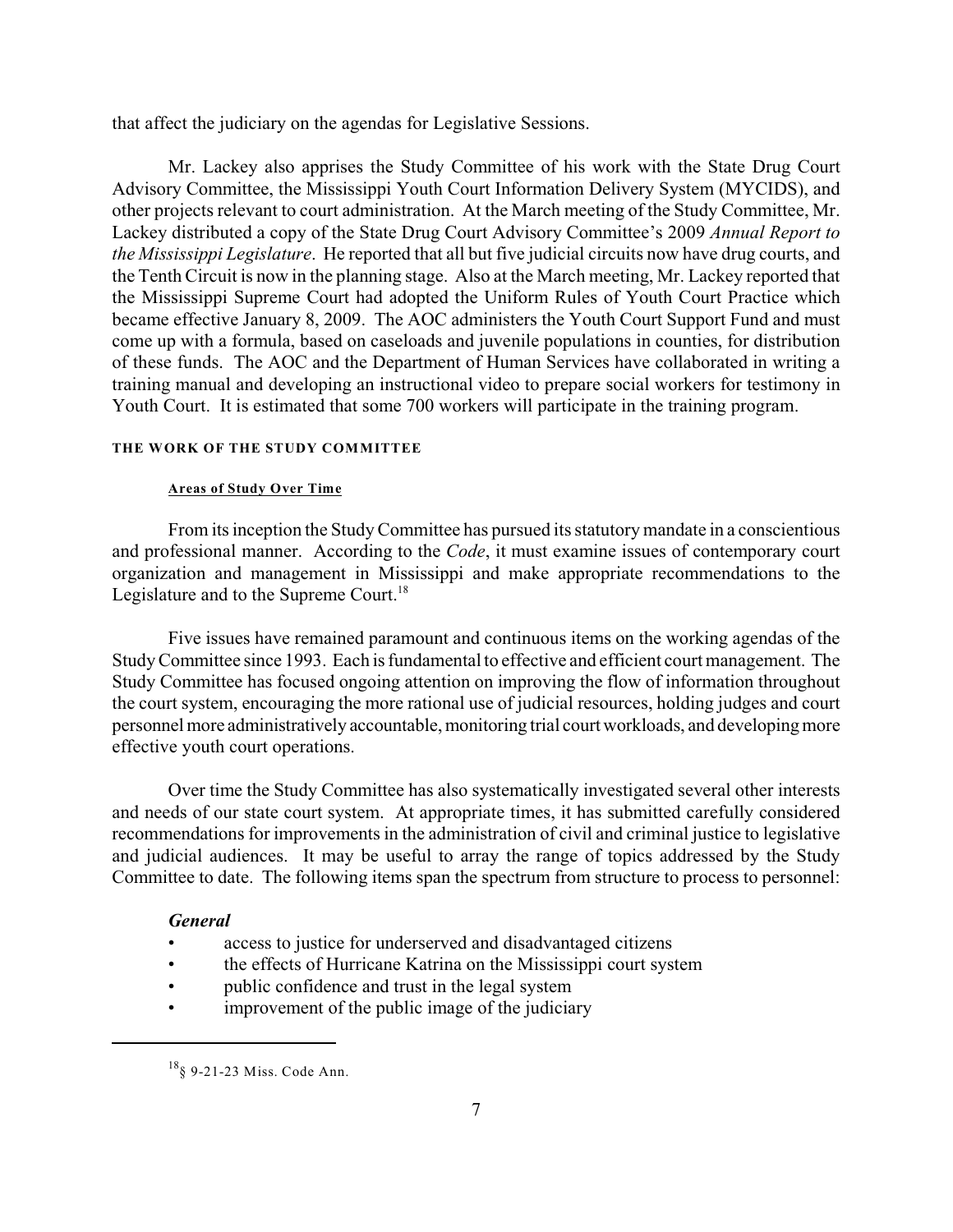that affect the judiciary on the agendas for Legislative Sessions.

Mr. Lackey also apprises the Study Committee of his work with the State Drug Court Advisory Committee, the Mississippi Youth Court Information Delivery System (MYCIDS), and other projects relevant to court administration. At the March meeting of the Study Committee, Mr. Lackey distributed a copy of the State Drug Court Advisory Committee's 2009 *Annual Report to the Mississippi Legislature*. He reported that all but five judicial circuits now have drug courts, and the Tenth Circuit is now in the planning stage. Also at the March meeting, Mr. Lackey reported that the Mississippi Supreme Court had adopted the Uniform Rules of Youth Court Practice which became effective January 8, 2009. The AOC administers the Youth Court Support Fund and must come up with a formula, based on caseloads and juvenile populations in counties, for distribution of these funds. The AOC and the Department of Human Services have collaborated in writing a training manual and developing an instructional video to prepare social workers for testimony in Youth Court. It is estimated that some 700 workers will participate in the training program.

## THE WORK OF THE STUDY COMMITTEE

### Areas of Study Over Time

From its inception the Study Committee has pursued its statutory mandate in a conscientious and professional manner. According to the *Code*, it must examine issues of contemporary court organization and management in Mississippi and make appropriate recommendations to the Legislature and to the Supreme Court.[18]

Five issues have remained paramount and continuous items on the working agendas of the Study Committee since 1993. Each is fundamental to effective and efficient court management. The Study Committee has focused ongoing attention on improving the flow of information throughout the court system, encouraging the more rational use of judicial resources, holding judges and court personnel more administratively accountable, monitoring trial court workloads, and developing more effective youth court operations.

Over time the Study Committee has also systematically investigated several other interests and needs of our state court system. At appropriate times, it has submitted carefully considered recommendations for improvements in the administration of civil and criminal justice to legislative and judicial audiences. It may be useful to array the range of topics addressed by the Study Committee to date. The following items span the spectrum from structure to process to personnel:

***General***

- access to justice for underserved and disadvantaged citizens
- the effects of Hurricane Katrina on the Mississippi court system
- public confidence and trust in the legal system
- improvement of the public image of the judiciary

---

[18] § 9-21-23 Miss. Code Ann.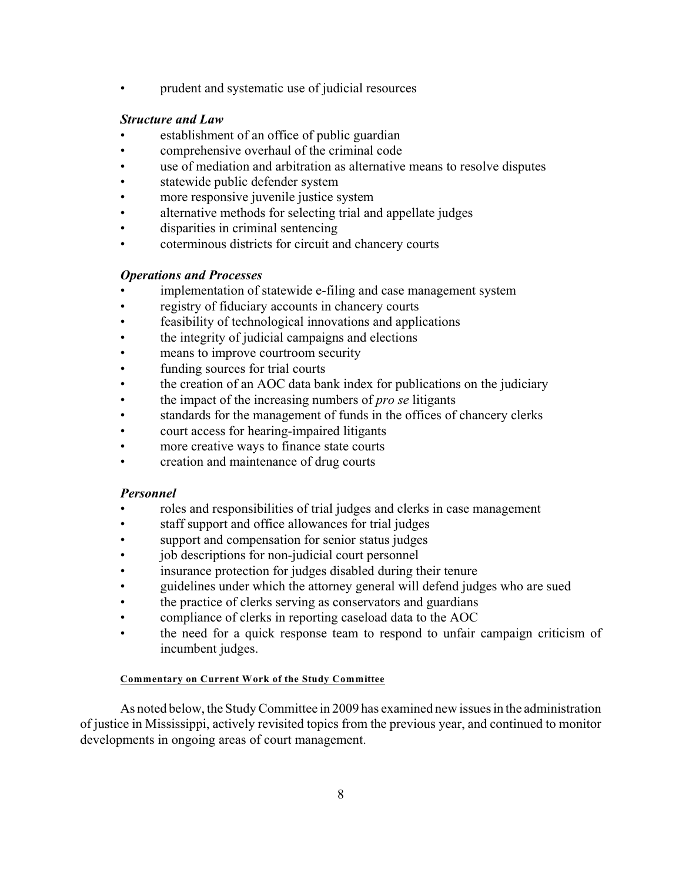- prudent and systematic use of judicial resources

***Structure and Law***

- establishment of an office of public guardian
- comprehensive overhaul of the criminal code
- use of mediation and arbitration as alternative means to resolve disputes
- statewide public defender system
- more responsive juvenile justice system
- alternative methods for selecting trial and appellate judges
- disparities in criminal sentencing
- coterminous districts for circuit and chancery courts

***Operations and Processes***

- implementation of statewide e-filing and case management system
- registry of fiduciary accounts in chancery courts
- feasibility of technological innovations and applications
- the integrity of judicial campaigns and elections
- means to improve courtroom security
- funding sources for trial courts
- the creation of an AOC data bank index for publications on the judiciary
- the impact of the increasing numbers of *pro se* litigants
- standards for the management of funds in the offices of chancery clerks
- court access for hearing-impaired litigants
- more creative ways to finance state courts
- creation and maintenance of drug courts

***Personnel***

- roles and responsibilities of trial judges and clerks in case management
- staff support and office allowances for trial judges
- support and compensation for senior status judges
- job descriptions for non-judicial court personnel
- insurance protection for judges disabled during their tenure
- guidelines under which the attorney general will defend judges who are sued
- the practice of clerks serving as conservators and guardians
- compliance of clerks in reporting caseload data to the AOC
- the need for a quick response team to respond to unfair campaign criticism of incumbent judges.

**Commentary on Current Work of the Study Committee**

As noted below, the Study Committee in 2009 has examined new issues in the administration of justice in Mississippi, actively revisited topics from the previous year, and continued to monitor developments in ongoing areas of court management.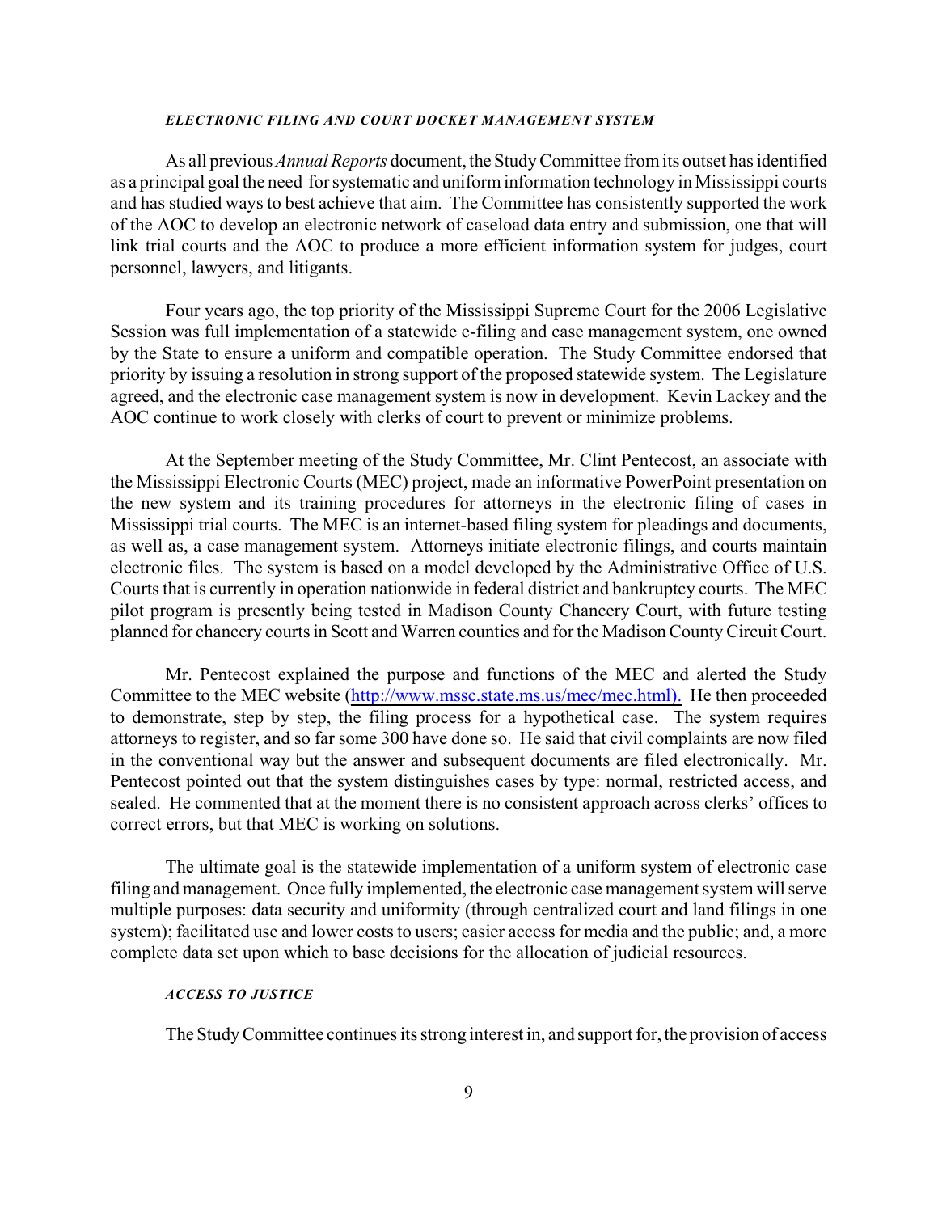### *ELECTRONIC FILING AND COURT DOCKET MANAGEMENT SYSTEM*

As all previous *Annual Reports* document, the Study Committee from its outset has identified as a principal goal the need for systematic and uniform information technology in Mississippi courts and has studied ways to best achieve that aim. The Committee has consistently supported the work of the AOC to develop an electronic network of caseload data entry and submission, one that will link trial courts and the AOC to produce a more efficient information system for judges, court personnel, lawyers, and litigants.

Four years ago, the top priority of the Mississippi Supreme Court for the 2006 Legislative Session was full implementation of a statewide e-filing and case management system, one owned by the State to ensure a uniform and compatible operation. The Study Committee endorsed that priority by issuing a resolution in strong support of the proposed statewide system. The Legislature agreed, and the electronic case management system is now in development. Kevin Lackey and the AOC continue to work closely with clerks of court to prevent or minimize problems.

At the September meeting of the Study Committee, Mr. Clint Pentecost, an associate with the Mississippi Electronic Courts (MEC) project, made an informative PowerPoint presentation on the new system and its training procedures for attorneys in the electronic filing of cases in Mississippi trial courts. The MEC is an internet-based filing system for pleadings and documents, as well as, a case management system. Attorneys initiate electronic filings, and courts maintain electronic files. The system is based on a model developed by the Administrative Office of U.S. Courts that is currently in operation nationwide in federal district and bankruptcy courts. The MEC pilot program is presently being tested in Madison County Chancery Court, with future testing planned for chancery courts in Scott and Warren counties and for the Madison County Circuit Court.

Mr. Pentecost explained the purpose and functions of the MEC and alerted the Study Committee to the MEC website (http://www.mssc.state.ms.us/mec/mec.html). He then proceeded to demonstrate, step by step, the filing process for a hypothetical case. The system requires attorneys to register, and so far some 300 have done so. He said that civil complaints are now filed in the conventional way but the answer and subsequent documents are filed electronically. Mr. Pentecost pointed out that the system distinguishes cases by type: normal, restricted access, and sealed. He commented that at the moment there is no consistent approach across clerks' offices to correct errors, but that MEC is working on solutions.

The ultimate goal is the statewide implementation of a uniform system of electronic case filing and management. Once fully implemented, the electronic case management system will serve multiple purposes: data security and uniformity (through centralized court and land filings in one system); facilitated use and lower costs to users; easier access for media and the public; and, a more complete data set upon which to base decisions for the allocation of judicial resources.

### *ACCESS TO JUSTICE*

The Study Committee continues its strong interest in, and support for, the provision of access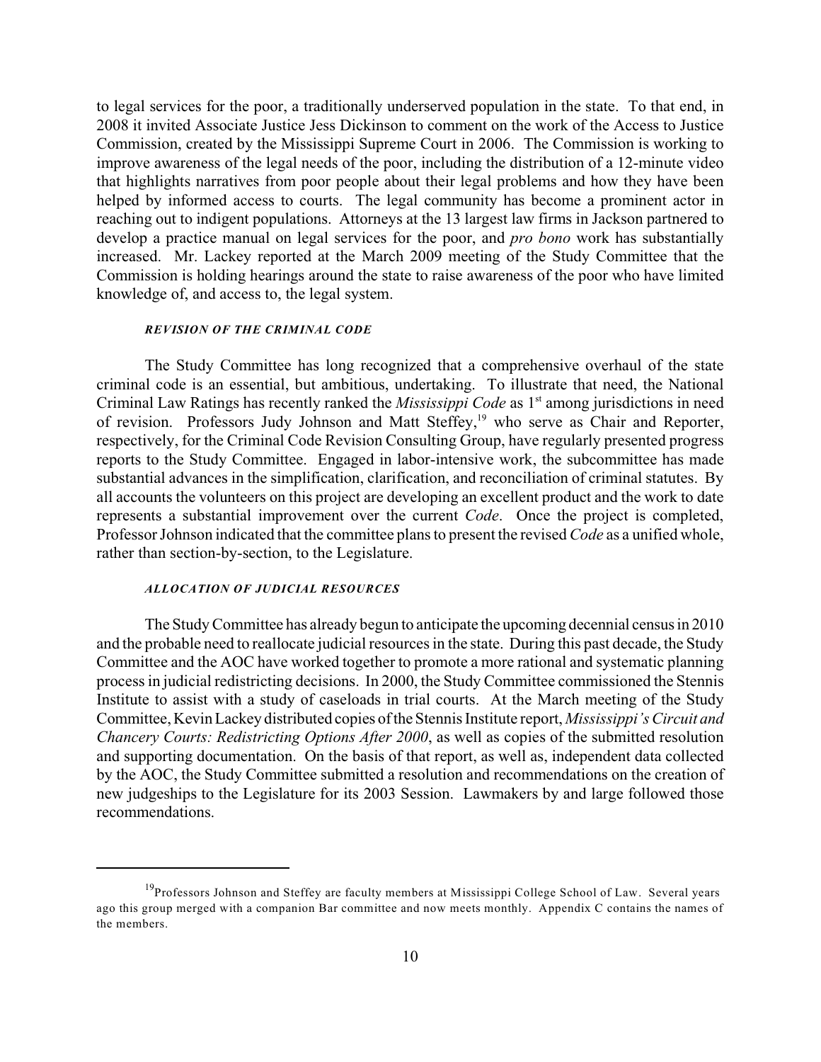to legal services for the poor, a traditionally underserved population in the state. To that end, in 2008 it invited Associate Justice Jess Dickinson to comment on the work of the Access to Justice Commission, created by the Mississippi Supreme Court in 2006. The Commission is working to improve awareness of the legal needs of the poor, including the distribution of a 12-minute video that highlights narratives from poor people about their legal problems and how they have been helped by informed access to courts. The legal community has become a prominent actor in reaching out to indigent populations. Attorneys at the 13 largest law firms in Jackson partnered to develop a practice manual on legal services for the poor, and *pro bono* work has substantially increased. Mr. Lackey reported at the March 2009 meeting of the Study Committee that the Commission is holding hearings around the state to raise awareness of the poor who have limited knowledge of, and access to, the legal system.

#### *REVISION OF THE CRIMINAL CODE*

The Study Committee has long recognized that a comprehensive overhaul of the state criminal code is an essential, but ambitious, undertaking. To illustrate that need, the National Criminal Law Ratings has recently ranked the *Mississippi Code* as 1st among jurisdictions in need of revision. Professors Judy Johnson and Matt Steffey,[19] who serve as Chair and Reporter, respectively, for the Criminal Code Revision Consulting Group, have regularly presented progress reports to the Study Committee. Engaged in labor-intensive work, the subcommittee has made substantial advances in the simplification, clarification, and reconciliation of criminal statutes. By all accounts the volunteers on this project are developing an excellent product and the work to date represents a substantial improvement over the current *Code*. Once the project is completed, Professor Johnson indicated that the committee plans to present the revised *Code* as a unified whole, rather than section-by-section, to the Legislature.

#### *ALLOCATION OF JUDICIAL RESOURCES*

The Study Committee has already begun to anticipate the upcoming decennial census in 2010 and the probable need to reallocate judicial resources in the state. During this past decade, the Study Committee and the AOC have worked together to promote a more rational and systematic planning process in judicial redistricting decisions. In 2000, the Study Committee commissioned the Stennis Institute to assist with a study of caseloads in trial courts. At the March meeting of the Study Committee, Kevin Lackey distributed copies of the Stennis Institute report, *Mississippi's Circuit and Chancery Courts: Redistricting Options After 2000*, as well as copies of the submitted resolution and supporting documentation. On the basis of that report, as well as, independent data collected by the AOC, the Study Committee submitted a resolution and recommendations on the creation of new judgeships to the Legislature for its 2003 Session. Lawmakers by and large followed those recommendations.

---

[19]Professors Johnson and Steffey are faculty members at Mississippi College School of Law. Several years ago this group merged with a companion Bar committee and now meets monthly. Appendix C contains the names of the members.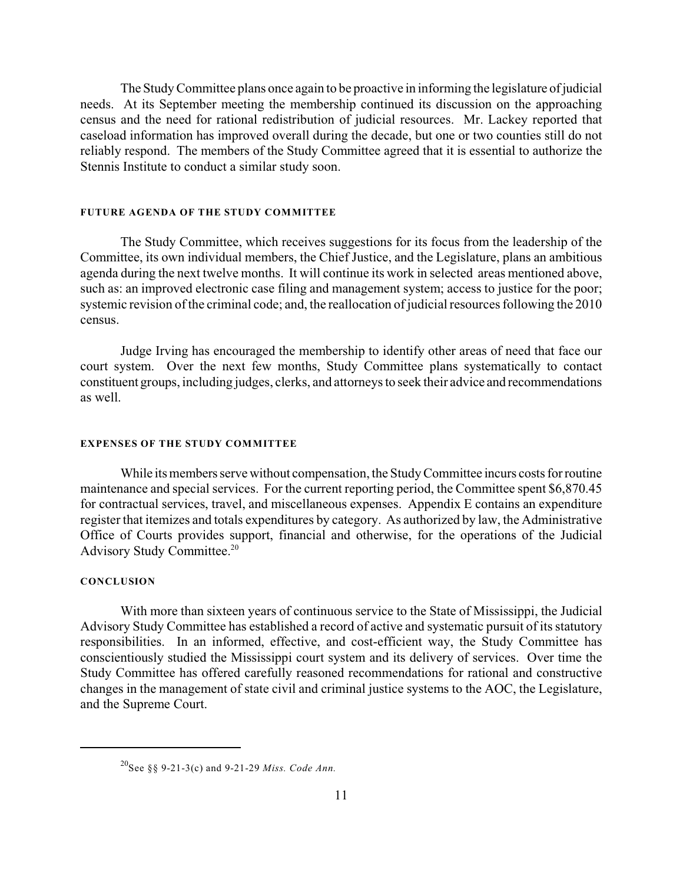The Study Committee plans once again to be proactive in informing the legislature of judicial needs. At its September meeting the membership continued its discussion on the approaching census and the need for rational redistribution of judicial resources. Mr. Lackey reported that caseload information has improved overall during the decade, but one or two counties still do not reliably respond. The members of the Study Committee agreed that it is essential to authorize the Stennis Institute to conduct a similar study soon.

#### FUTURE AGENDA OF THE STUDY COMMITTEE

The Study Committee, which receives suggestions for its focus from the leadership of the Committee, its own individual members, the Chief Justice, and the Legislature, plans an ambitious agenda during the next twelve months. It will continue its work in selected areas mentioned above, such as: an improved electronic case filing and management system; access to justice for the poor; systemic revision of the criminal code; and, the reallocation of judicial resources following the 2010 census.

Judge Irving has encouraged the membership to identify other areas of need that face our court system. Over the next few months, Study Committee plans systematically to contact constituent groups, including judges, clerks, and attorneys to seek their advice and recommendations as well.

#### EXPENSES OF THE STUDY COMMITTEE

While its members serve without compensation, the Study Committee incurs costs for routine maintenance and special services. For the current reporting period, the Committee spent $6,870.45 for contractual services, travel, and miscellaneous expenses. Appendix E contains an expenditure register that itemizes and totals expenditures by category. As authorized by law, the Administrative Office of Courts provides support, financial and otherwise, for the operations of the Judicial Advisory Study Committee.[20]

#### CONCLUSION

With more than sixteen years of continuous service to the State of Mississippi, the Judicial Advisory Study Committee has established a record of active and systematic pursuit of its statutory responsibilities. In an informed, effective, and cost-efficient way, the Study Committee has conscientiously studied the Mississippi court system and its delivery of services. Over time the Study Committee has offered carefully reasoned recommendations for rational and constructive changes in the management of state civil and criminal justice systems to the AOC, the Legislature, and the Supreme Court.

---

[20] See §§ 9-21-3(c) and 9-21-29 *Miss. Code Ann.*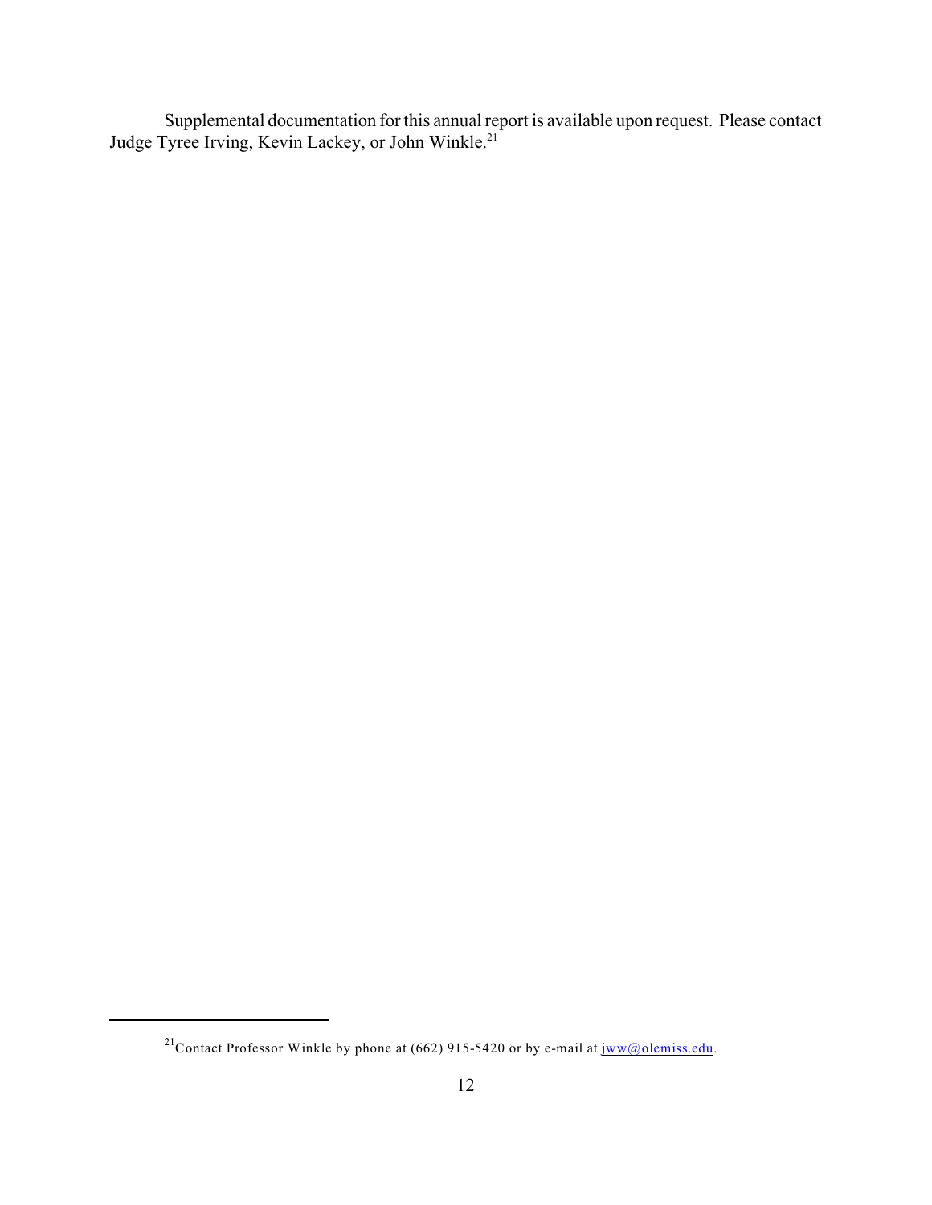Supplemental documentation for this annual report is available upon request. Please contact Judge Tyree Irving, Kevin Lackey, or John Winkle.[21]

---

[21] Contact Professor Winkle by phone at (662) 915-5420 or by e-mail at jww@olemiss.edu.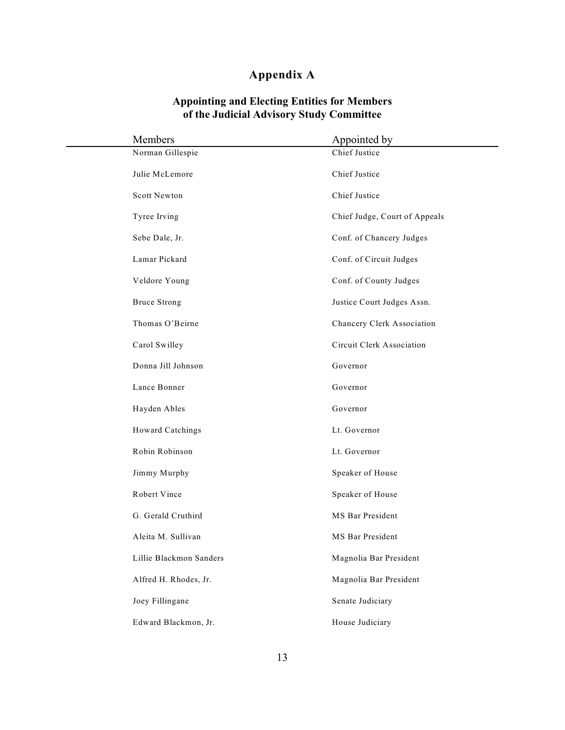# Appendix A

## Appointing and Electing Entities for Members of the Judicial Advisory Study Committee

| Members | Appointed by |
|---|---|
| Norman Gillespie | Chief Justice |
| Julie McLemore | Chief Justice |
| Scott Newton | Chief Justice |
| Tyree Irving | Chief Judge, Court of Appeals |
| Sebe Dale, Jr. | Conf. of Chancery Judges |
| Lamar Pickard | Conf. of Circuit Judges |
| Veldore Young | Conf. of County Judges |
| Bruce Strong | Justice Court Judges Assn. |
| Thomas O'Beirne | Chancery Clerk Association |
| Carol Swilley | Circuit Clerk Association |
| Donna Jill Johnson | Governor |
| Lance Bonner | Governor |
| Hayden Ables | Governor |
| Howard Catchings | Lt. Governor |
| Robin Robinson | Lt. Governor |
| Jimmy Murphy | Speaker of House |
| Robert Vince | Speaker of House |
| G. Gerald Cruthird | MS Bar President |
| Aleita M. Sullivan | MS Bar President |
| Lillie Blackmon Sanders | Magnolia Bar President |
| Alfred H. Rhodes, Jr. | Magnolia Bar President |
| Joey Fillingane | Senate Judiciary |
| Edward Blackmon, Jr. | House Judiciary |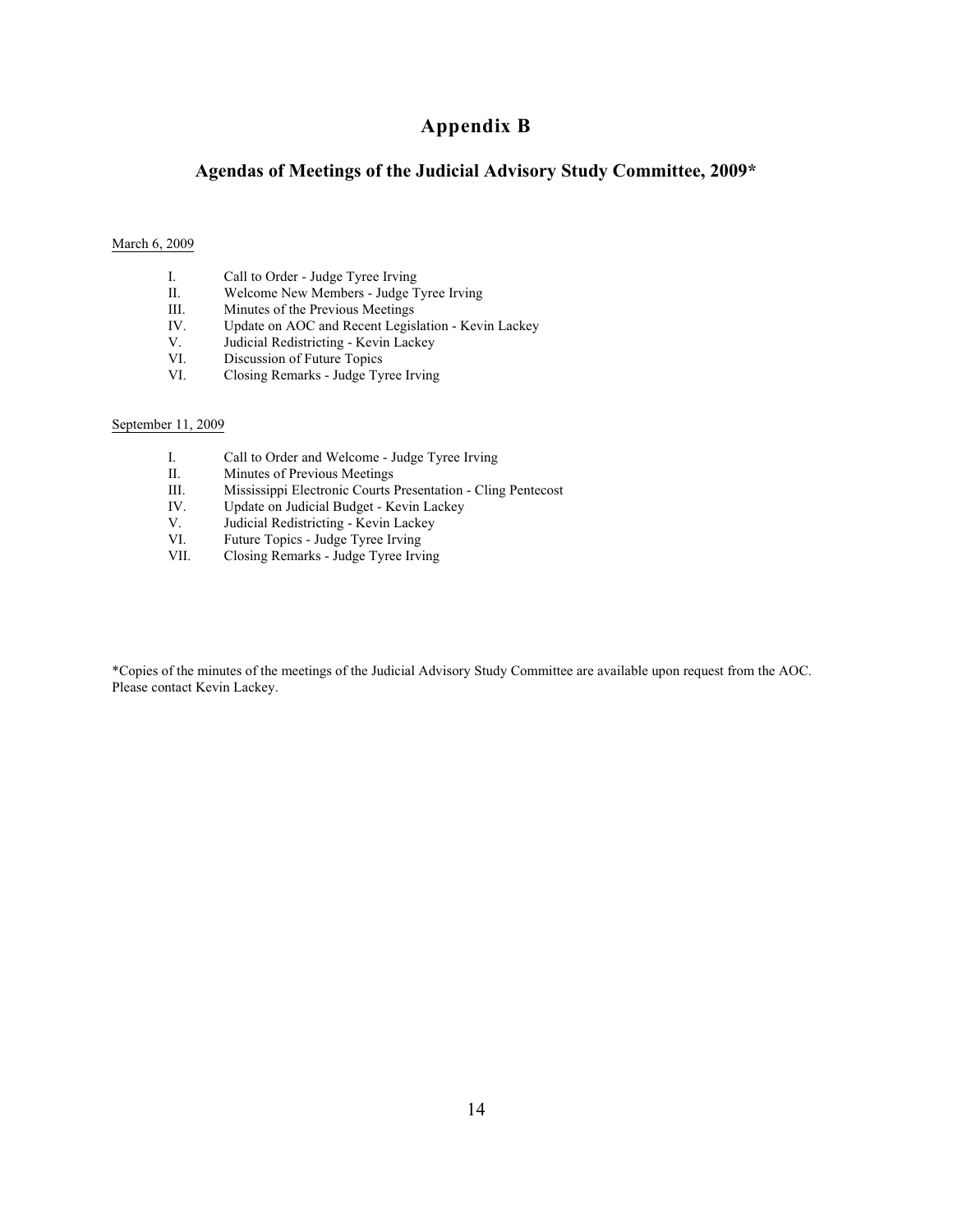# Appendix B

## Agendas of Meetings of the Judicial Advisory Study Committee, 2009*

March 6, 2009

I. Call to Order - Judge Tyree Irving
II. Welcome New Members - Judge Tyree Irving
III. Minutes of the Previous Meetings
IV. Update on AOC and Recent Legislation - Kevin Lackey
V. Judicial Redistricting - Kevin Lackey
VI. Discussion of Future Topics
VI. Closing Remarks - Judge Tyree Irving

September 11, 2009

I. Call to Order and Welcome - Judge Tyree Irving
II. Minutes of Previous Meetings
III. Mississippi Electronic Courts Presentation - Cling Pentecost
IV. Update on Judicial Budget - Kevin Lackey
V. Judicial Redistricting - Kevin Lackey
VI. Future Topics - Judge Tyree Irving
VII. Closing Remarks - Judge Tyree Irving

*Copies of the minutes of the meetings of the Judicial Advisory Study Committee are available upon request from the AOC. Please contact Kevin Lackey.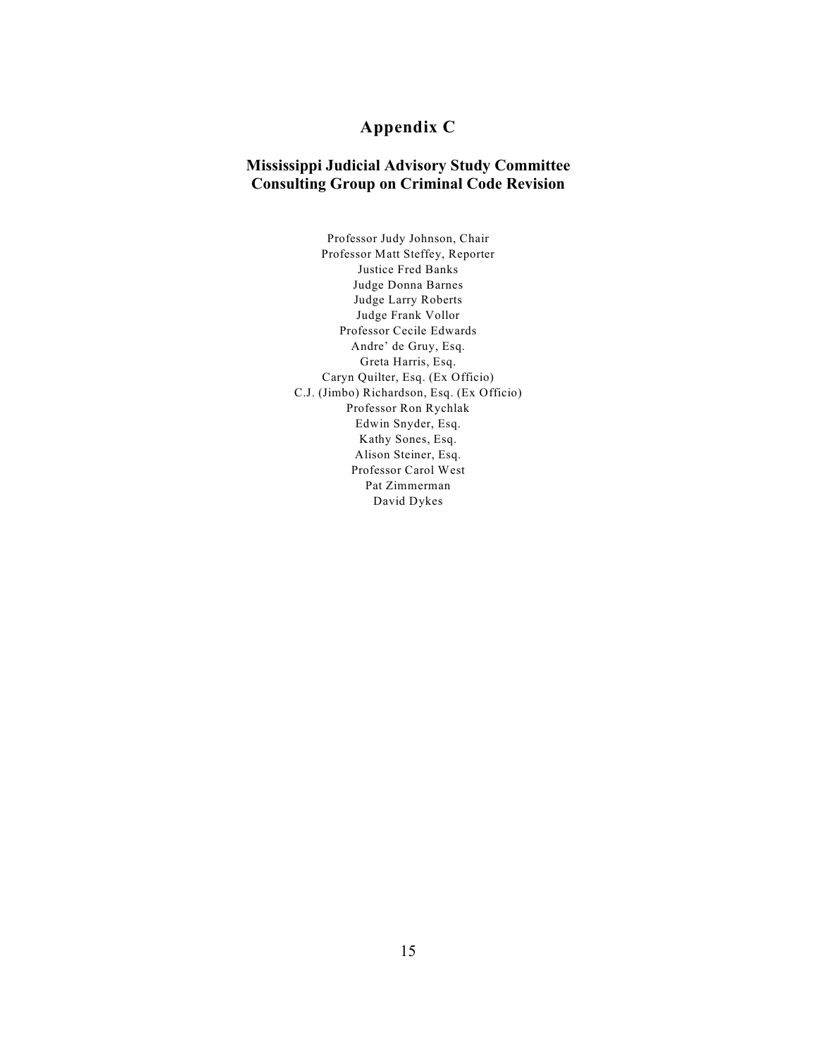# Appendix C

## Mississippi Judicial Advisory Study Committee
## Consulting Group on Criminal Code Revision

Professor Judy Johnson, Chair
Professor Matt Steffey, Reporter
Justice Fred Banks
Judge Donna Barnes
Judge Larry Roberts
Judge Frank Vollor
Professor Cecile Edwards
Andre' de Gruy, Esq.
Greta Harris, Esq.
Caryn Quilter, Esq. (Ex Officio)
C.J. (Jimbo) Richardson, Esq. (Ex Officio)
Professor Ron Rychlak
Edwin Snyder, Esq.
Kathy Sones, Esq.
Alison Steiner, Esq.
Professor Carol West
Pat Zimmerman
David Dykes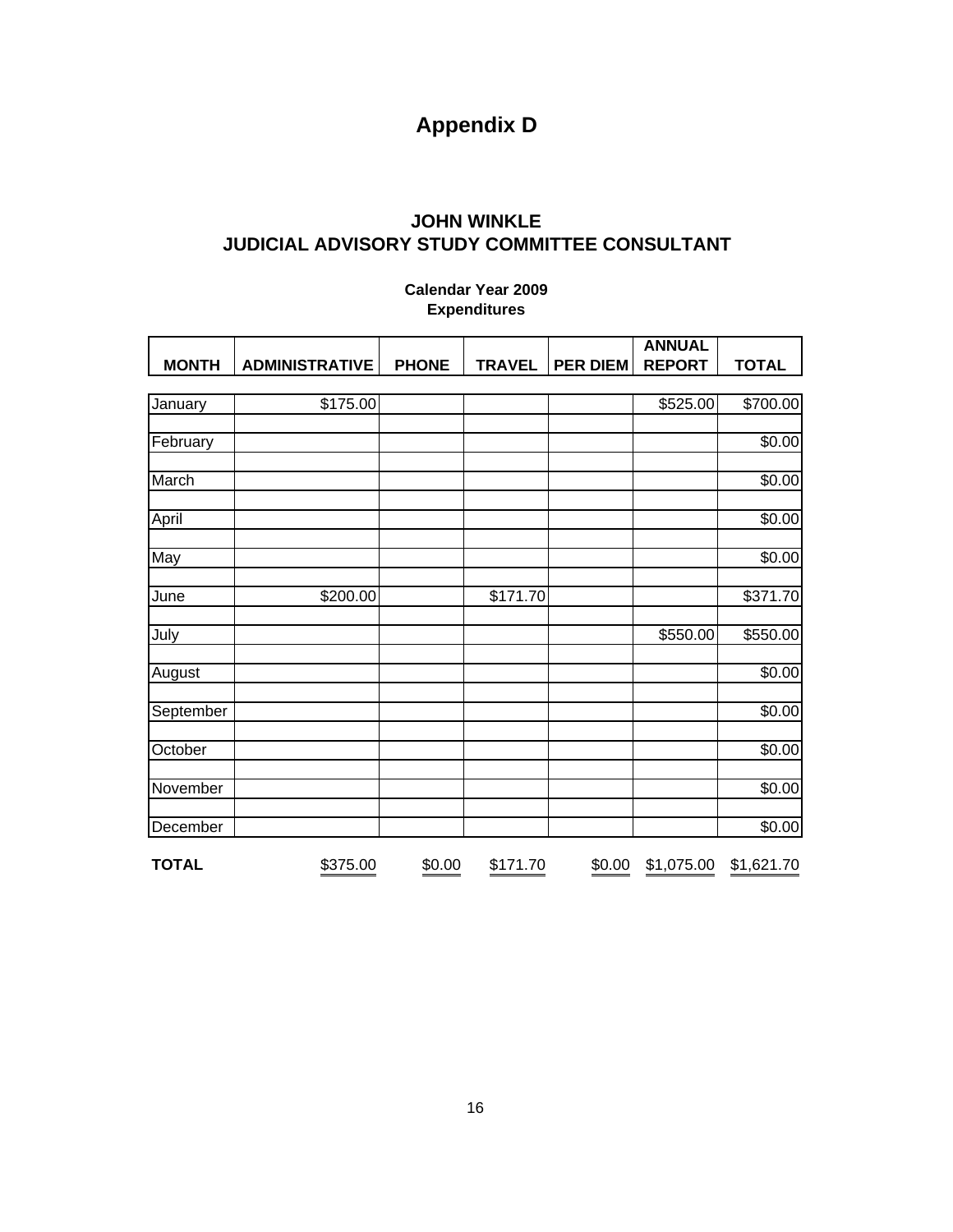# Appendix D

## JOHN WINKLE
## JUDICIAL ADVISORY STUDY COMMITTEE CONSULTANT

**Calendar Year 2009**
**Expenditures**

| MONTH | ADMINISTRATIVE | PHONE | TRAVEL | PER DIEM | ANNUAL REPORT | TOTAL |
|---|---|---|---|---|---|---|
| January | $175.00 | | | | $525.00 | $700.00 |
| February | | | | | | $0.00 |
| March | | | | | | $0.00 |
| April | | | | | | $0.00 |
| May | | | | | | $0.00 |
| June | $200.00 | | $171.70 | | | $371.70 |
| July | | | | | $550.00 | $550.00 |
| August | | | | | | $0.00 |
| September | | | | | | $0.00 |
| October | | | | | | $0.00 |
| November | | | | | | $0.00 |
| December | | | | | | $0.00 |
| **TOTAL** | $375.00 | $0.00 | $171.70 | $0.00 | $1,075.00 | $1,621.70 |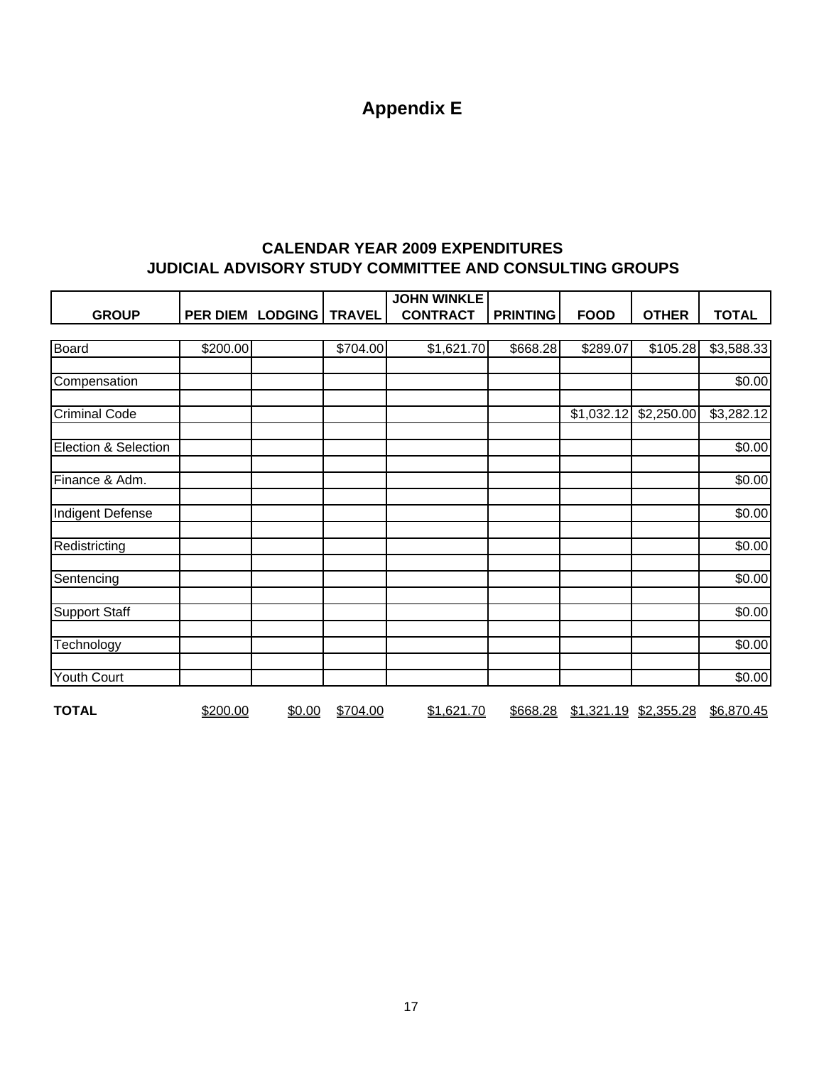# Appendix E

## CALENDAR YEAR 2009 EXPENDITURES
## JUDICIAL ADVISORY STUDY COMMITTEE AND CONSULTING GROUPS

| GROUP | PER DIEM | LODGING | TRAVEL | JOHN WINKLE CONTRACT | PRINTING | FOOD | OTHER | TOTAL |
|---|---|---|---|---|---|---|---|---|
| Board | $200.00 | | $704.00 | $1,621.70 | $668.28 | $289.07 | $105.28 | $3,588.33 |
| Compensation | | | | | | | | $0.00 |
| Criminal Code | | | | | | $1,032.12 | $2,250.00 | $3,282.12 |
| Election & Selection | | | | | | | | $0.00 |
| Finance & Adm. | | | | | | | | $0.00 |
| Indigent Defense | | | | | | | | $0.00 |
| Redistricting | | | | | | | | $0.00 |
| Sentencing | | | | | | | | $0.00 |
| Support Staff | | | | | | | | $0.00 |
| Technology | | | | | | | | $0.00 |
| Youth Court | | | | | | | | $0.00 |
| **TOTAL** | $200.00 | $0.00 | $704.00 | $1,621.70 | $668.28 | $1,321.19 | $2,355.28 | $6,870.45 |